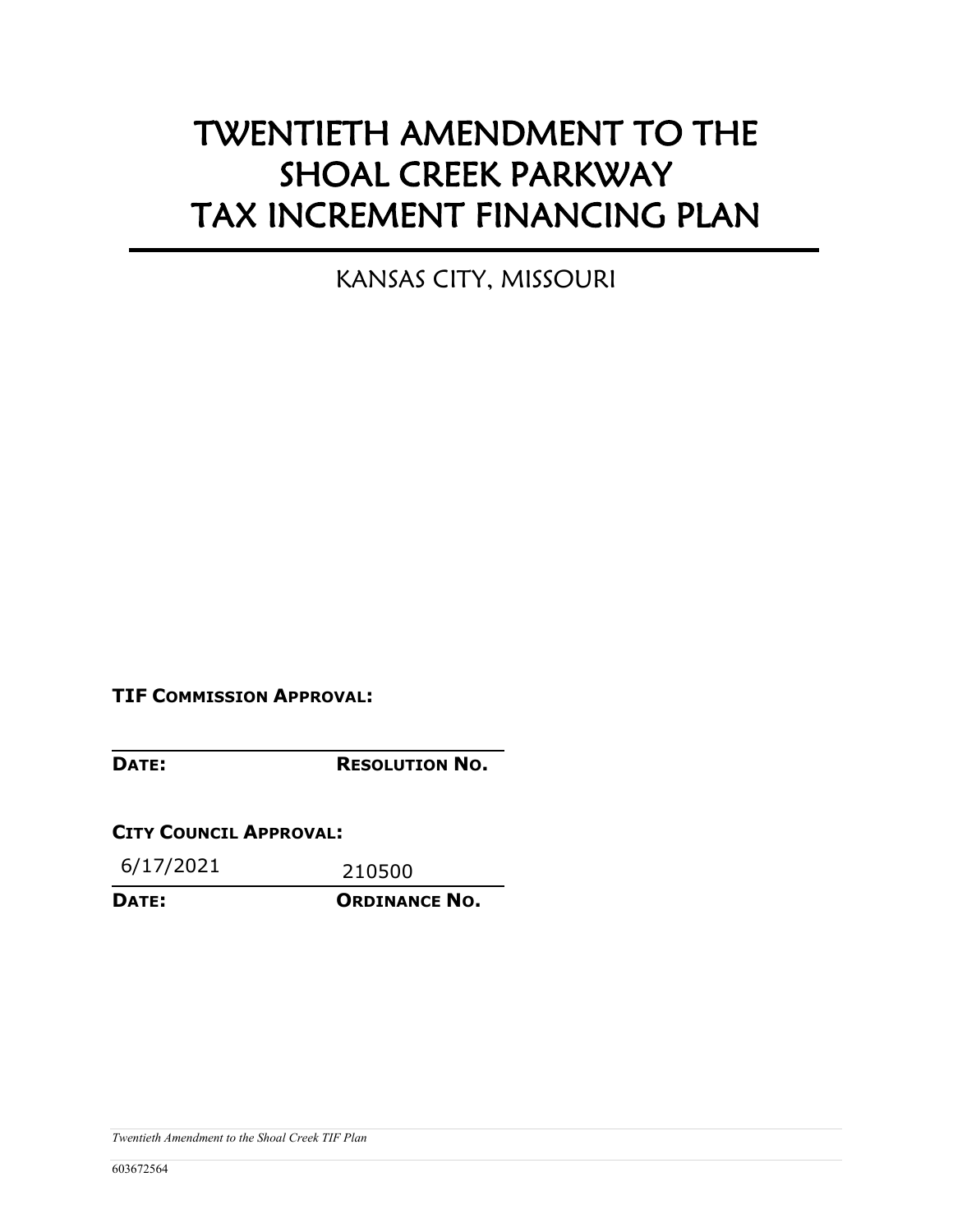# TWENTIETH AMENDMENT TO THE SHOAL CREEK PARKWAY TAX INCREMENT FINANCING PLAN

KANSAS CITY, MISSOURI

**TIF COMMISSION APPROVAL:**

| | |
|---|---|
| **DATE:** | **RESOLUTION NO.** |

**CITY COUNCIL APPROVAL:**

| 6/17/2021 | 210500 |
|---|---|
| **DATE:** | **ORDINANCE NO.** |

*Twentieth Amendment to the Shoal Creek TIF Plan*

603672564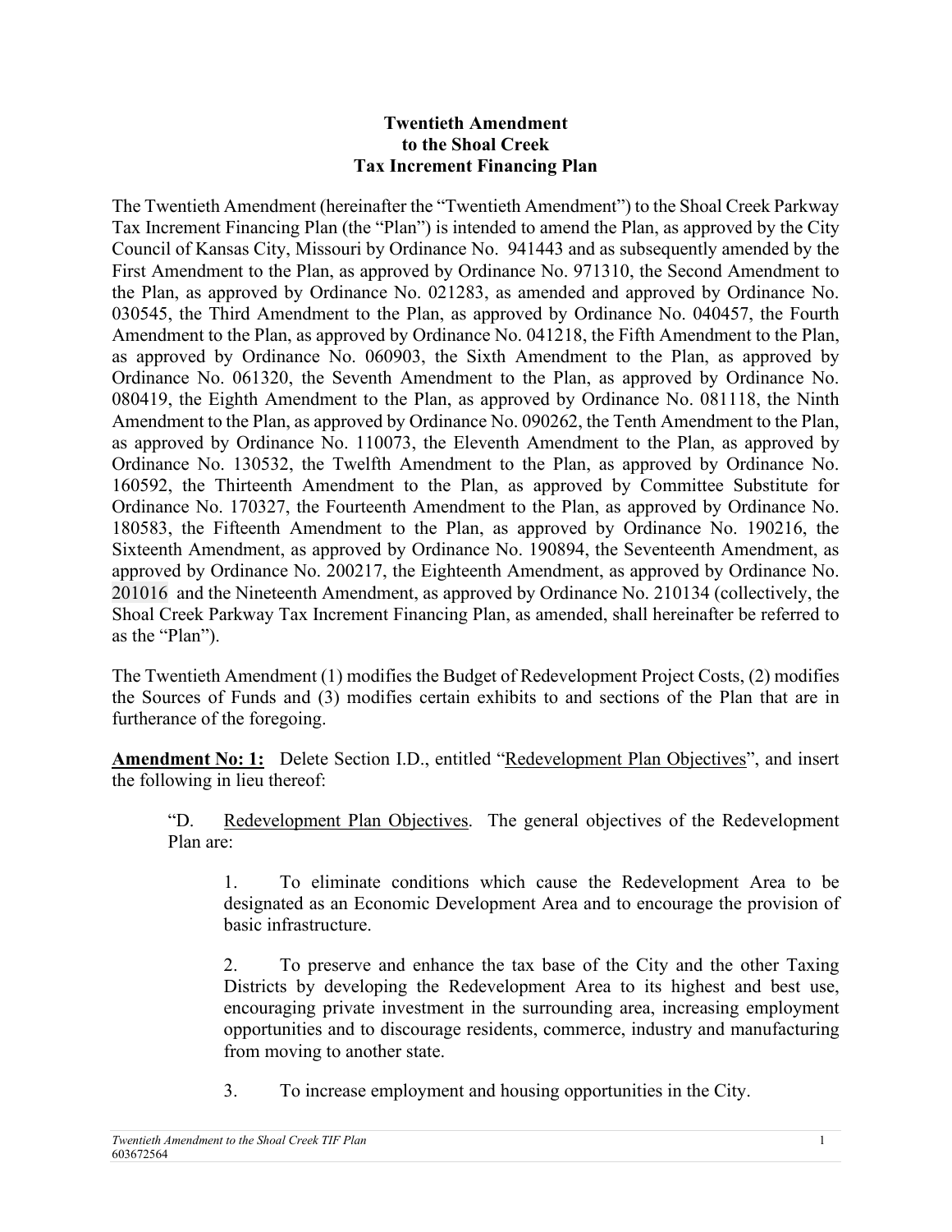**Twentieth Amendment**
**to the Shoal Creek**
**Tax Increment Financing Plan**

The Twentieth Amendment (hereinafter the "Twentieth Amendment") to the Shoal Creek Parkway Tax Increment Financing Plan (the "Plan") is intended to amend the Plan, as approved by the City Council of Kansas City, Missouri by Ordinance No. 941443 and as subsequently amended by the First Amendment to the Plan, as approved by Ordinance No. 971310, the Second Amendment to the Plan, as approved by Ordinance No. 021283, as amended and approved by Ordinance No. 030545, the Third Amendment to the Plan, as approved by Ordinance No. 040457, the Fourth Amendment to the Plan, as approved by Ordinance No. 041218, the Fifth Amendment to the Plan, as approved by Ordinance No. 060903, the Sixth Amendment to the Plan, as approved by Ordinance No. 061320, the Seventh Amendment to the Plan, as approved by Ordinance No. 080419, the Eighth Amendment to the Plan, as approved by Ordinance No. 081118, the Ninth Amendment to the Plan, as approved by Ordinance No. 090262, the Tenth Amendment to the Plan, as approved by Ordinance No. 110073, the Eleventh Amendment to the Plan, as approved by Ordinance No. 130532, the Twelfth Amendment to the Plan, as approved by Ordinance No. 160592, the Thirteenth Amendment to the Plan, as approved by Committee Substitute for Ordinance No. 170327, the Fourteenth Amendment to the Plan, as approved by Ordinance No. 180583, the Fifteenth Amendment to the Plan, as approved by Ordinance No. 190216, the Sixteenth Amendment, as approved by Ordinance No. 190894, the Seventeenth Amendment, as approved by Ordinance No. 200217, the Eighteenth Amendment, as approved by Ordinance No. 201016 and the Nineteenth Amendment, as approved by Ordinance No. 210134 (collectively, the Shoal Creek Parkway Tax Increment Financing Plan, as amended, shall hereinafter be referred to as the "Plan").

The Twentieth Amendment (1) modifies the Budget of Redevelopment Project Costs, (2) modifies the Sources of Funds and (3) modifies certain exhibits to and sections of the Plan that are in furtherance of the foregoing.

**Amendment No: 1:** Delete Section I.D., entitled "Redevelopment Plan Objectives", and insert the following in lieu thereof:

> "D. Redevelopment Plan Objectives. The general objectives of the Redevelopment Plan are:
>
> > 1. To eliminate conditions which cause the Redevelopment Area to be designated as an Economic Development Area and to encourage the provision of basic infrastructure.
> >
> > 2. To preserve and enhance the tax base of the City and the other Taxing Districts by developing the Redevelopment Area to its highest and best use, encouraging private investment in the surrounding area, increasing employment opportunities and to discourage residents, commerce, industry and manufacturing from moving to another state.
> >
> > 3. To increase employment and housing opportunities in the City.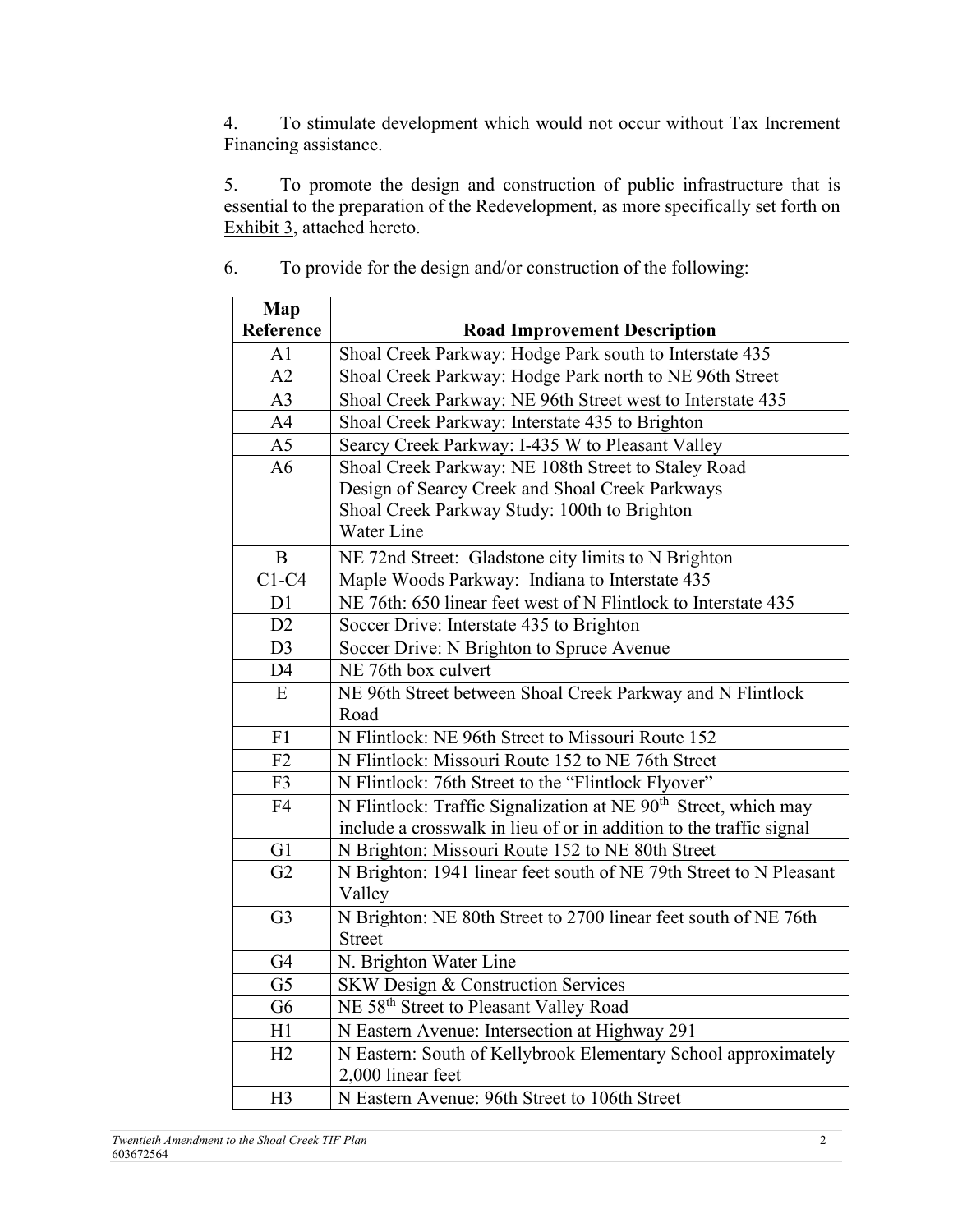4. To stimulate development which would not occur without Tax Increment Financing assistance.

5. To promote the design and construction of public infrastructure that is essential to the preparation of the Redevelopment, as more specifically set forth on Exhibit 3, attached hereto.

6. To provide for the design and/or construction of the following:

| Map Reference | Road Improvement Description |
|---|---|
| A1 | Shoal Creek Parkway: Hodge Park south to Interstate 435 |
| A2 | Shoal Creek Parkway: Hodge Park north to NE 96th Street |
| A3 | Shoal Creek Parkway: NE 96th Street west to Interstate 435 |
| A4 | Shoal Creek Parkway: Interstate 435 to Brighton |
| A5 | Searcy Creek Parkway: I-435 W to Pleasant Valley |
| A6 | Shoal Creek Parkway: NE 108th Street to Staley Road<br>Design of Searcy Creek and Shoal Creek Parkways<br>Shoal Creek Parkway Study: 100th to Brighton<br>Water Line |
| B | NE 72nd Street: Gladstone city limits to N Brighton |
| C1-C4 | Maple Woods Parkway: Indiana to Interstate 435 |
| D1 | NE 76th: 650 linear feet west of N Flintlock to Interstate 435 |
| D2 | Soccer Drive: Interstate 435 to Brighton |
| D3 | Soccer Drive: N Brighton to Spruce Avenue |
| D4 | NE 76th box culvert |
| E | NE 96th Street between Shoal Creek Parkway and N Flintlock Road |
| F1 | N Flintlock: NE 96th Street to Missouri Route 152 |
| F2 | N Flintlock: Missouri Route 152 to NE 76th Street |
| F3 | N Flintlock: 76th Street to the "Flintlock Flyover" |
| F4 | N Flintlock: Traffic Signalization at NE 90th Street, which may include a crosswalk in lieu of or in addition to the traffic signal |
| G1 | N Brighton: Missouri Route 152 to NE 80th Street |
| G2 | N Brighton: 1941 linear feet south of NE 79th Street to N Pleasant Valley |
| G3 | N Brighton: NE 80th Street to 2700 linear feet south of NE 76th Street |
| G4 | N. Brighton Water Line |
| G5 | SKW Design & Construction Services |
| G6 | NE 58th Street to Pleasant Valley Road |
| H1 | N Eastern Avenue: Intersection at Highway 291 |
| H2 | N Eastern: South of Kellybrook Elementary School approximately 2,000 linear feet |
| H3 | N Eastern Avenue: 96th Street to 106th Street |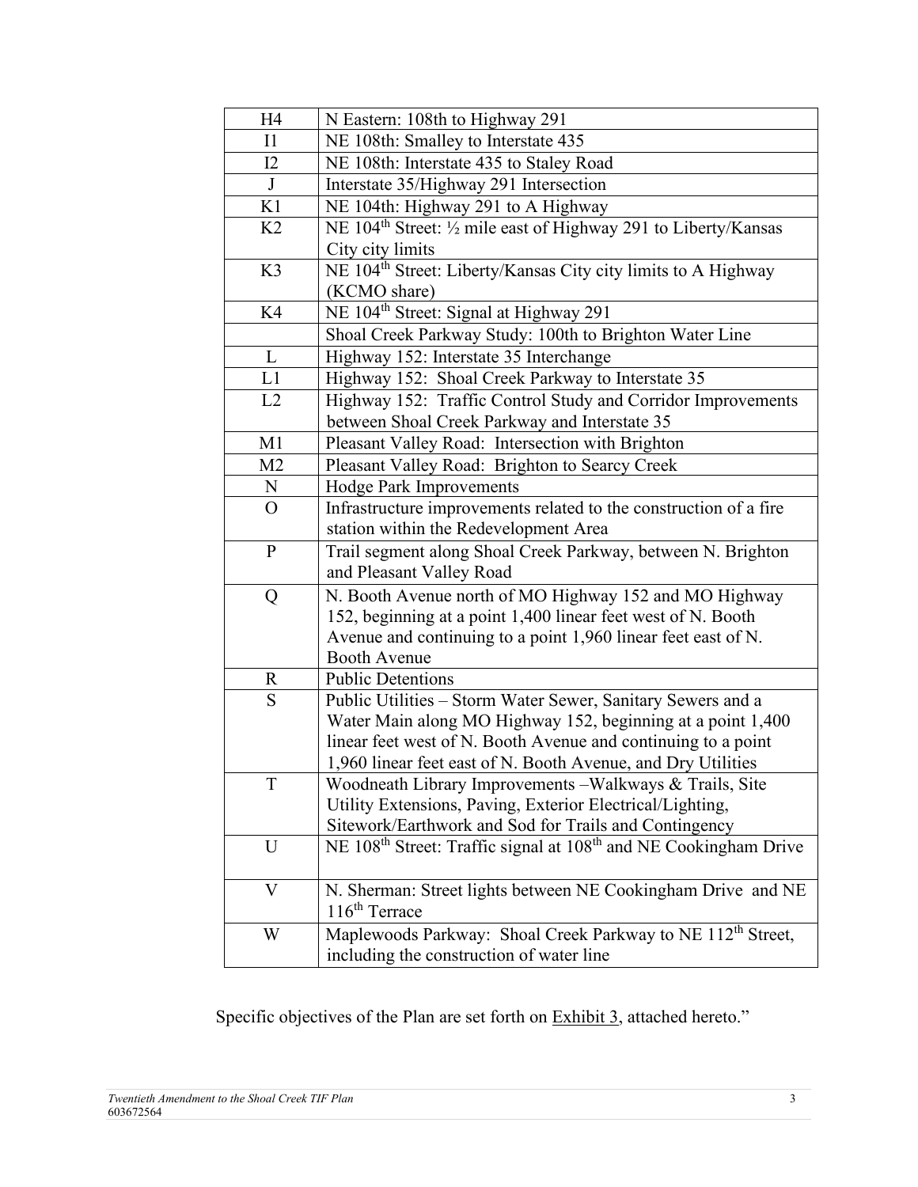| H4 | N Eastern: 108th to Highway 291 |
| --- | --- |
| I1 | NE 108th: Smalley to Interstate 435 |
| I2 | NE 108th: Interstate 435 to Staley Road |
| J | Interstate 35/Highway 291 Intersection |
| K1 | NE 104th: Highway 291 to A Highway |
| K2 | NE 104th Street: ½ mile east of Highway 291 to Liberty/Kansas City city limits |
| K3 | NE 104th Street: Liberty/Kansas City city limits to A Highway (KCMO share) |
| K4 | NE 104th Street: Signal at Highway 291 |
| | Shoal Creek Parkway Study: 100th to Brighton Water Line |
| L | Highway 152: Interstate 35 Interchange |
| L1 | Highway 152: Shoal Creek Parkway to Interstate 35 |
| L2 | Highway 152: Traffic Control Study and Corridor Improvements between Shoal Creek Parkway and Interstate 35 |
| M1 | Pleasant Valley Road: Intersection with Brighton |
| M2 | Pleasant Valley Road: Brighton to Searcy Creek |
| N | Hodge Park Improvements |
| O | Infrastructure improvements related to the construction of a fire station within the Redevelopment Area |
| P | Trail segment along Shoal Creek Parkway, between N. Brighton and Pleasant Valley Road |
| Q | N. Booth Avenue north of MO Highway 152 and MO Highway 152, beginning at a point 1,400 linear feet west of N. Booth Avenue and continuing to a point 1,960 linear feet east of N. Booth Avenue |
| R | Public Detentions |
| S | Public Utilities – Storm Water Sewer, Sanitary Sewers and a Water Main along MO Highway 152, beginning at a point 1,400 linear feet west of N. Booth Avenue and continuing to a point 1,960 linear feet east of N. Booth Avenue, and Dry Utilities |
| T | Woodneath Library Improvements –Walkways & Trails, Site Utility Extensions, Paving, Exterior Electrical/Lighting, Sitework/Earthwork and Sod for Trails and Contingency |
| U | NE 108th Street: Traffic signal at 108th and NE Cookingham Drive |
| V | N. Sherman: Street lights between NE Cookingham Drive and NE 116th Terrace |
| W | Maplewoods Parkway: Shoal Creek Parkway to NE 112th Street, including the construction of water line |

Specific objectives of the Plan are set forth on Exhibit 3, attached hereto."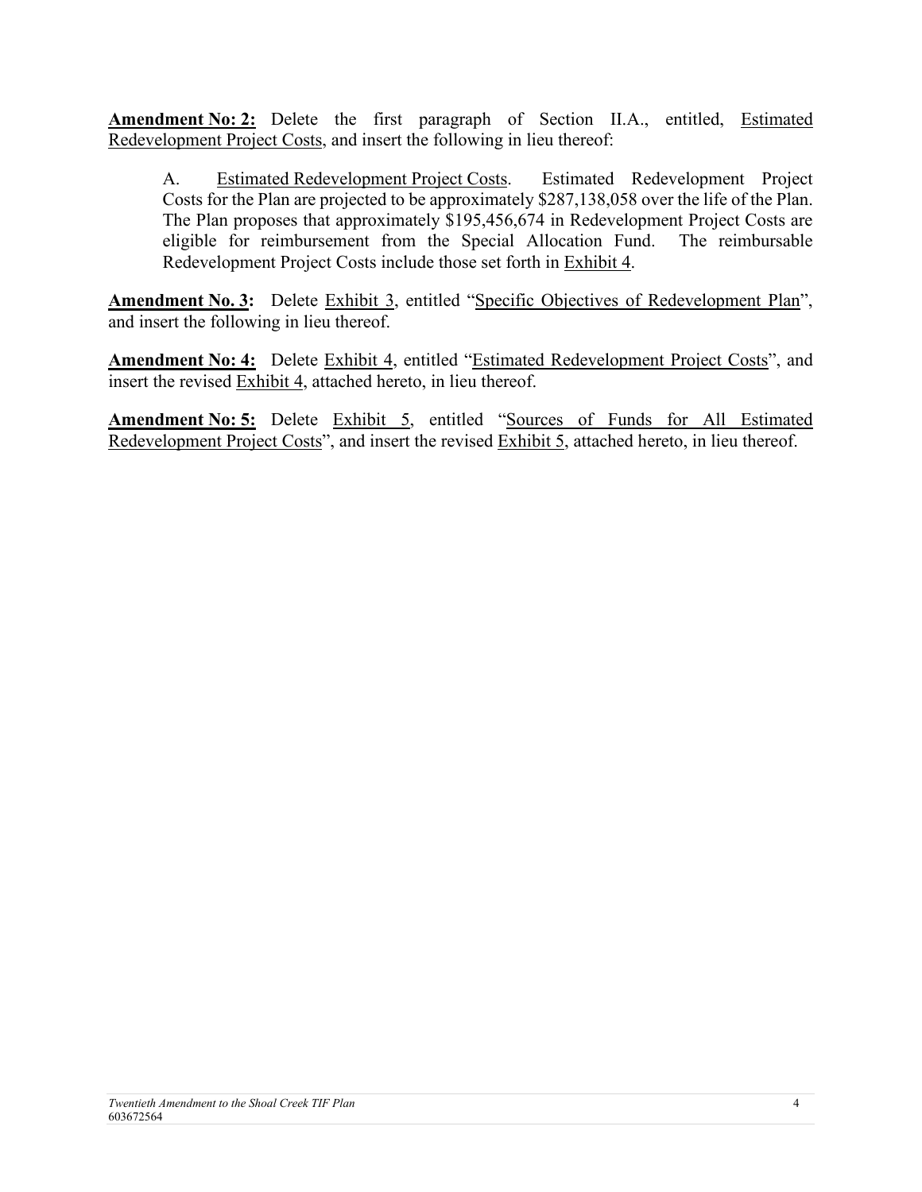**Amendment No: 2:** Delete the first paragraph of Section II.A., entitled, Estimated Redevelopment Project Costs, and insert the following in lieu thereof:

> A. Estimated Redevelopment Project Costs. Estimated Redevelopment Project Costs for the Plan are projected to be approximately $287,138,058 over the life of the Plan. The Plan proposes that approximately $195,456,674 in Redevelopment Project Costs are eligible for reimbursement from the Special Allocation Fund. The reimbursable Redevelopment Project Costs include those set forth in Exhibit 4.

**Amendment No. 3:** Delete Exhibit 3, entitled "Specific Objectives of Redevelopment Plan", and insert the following in lieu thereof.

**Amendment No: 4:** Delete Exhibit 4, entitled "Estimated Redevelopment Project Costs", and insert the revised Exhibit 4, attached hereto, in lieu thereof.

**Amendment No: 5:** Delete Exhibit 5, entitled "Sources of Funds for All Estimated Redevelopment Project Costs", and insert the revised Exhibit 5, attached hereto, in lieu thereof.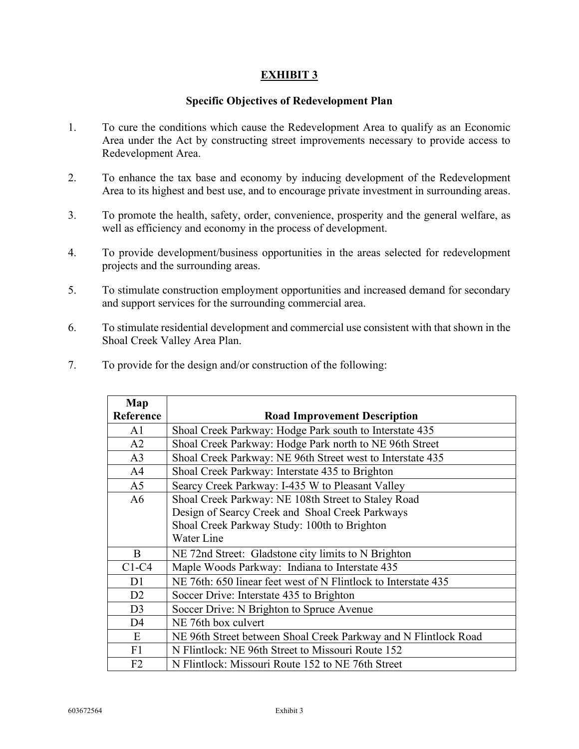# EXHIBIT 3

## Specific Objectives of Redevelopment Plan

1. To cure the conditions which cause the Redevelopment Area to qualify as an Economic Area under the Act by constructing street improvements necessary to provide access to Redevelopment Area.

2. To enhance the tax base and economy by inducing development of the Redevelopment Area to its highest and best use, and to encourage private investment in surrounding areas.

3. To promote the health, safety, order, convenience, prosperity and the general welfare, as well as efficiency and economy in the process of development.

4. To provide development/business opportunities in the areas selected for redevelopment projects and the surrounding areas.

5. To stimulate construction employment opportunities and increased demand for secondary and support services for the surrounding commercial area.

6. To stimulate residential development and commercial use consistent with that shown in the Shoal Creek Valley Area Plan.

7. To provide for the design and/or construction of the following:

| Map Reference | Road Improvement Description |
|---|---|
| A1 | Shoal Creek Parkway: Hodge Park south to Interstate 435 |
| A2 | Shoal Creek Parkway: Hodge Park north to NE 96th Street |
| A3 | Shoal Creek Parkway: NE 96th Street west to Interstate 435 |
| A4 | Shoal Creek Parkway: Interstate 435 to Brighton |
| A5 | Searcy Creek Parkway: I-435 W to Pleasant Valley |
| A6 | Shoal Creek Parkway: NE 108th Street to Staley Road<br>Design of Searcy Creek and Shoal Creek Parkways<br>Shoal Creek Parkway Study: 100th to Brighton<br>Water Line |
| B | NE 72nd Street: Gladstone city limits to N Brighton |
| C1-C4 | Maple Woods Parkway: Indiana to Interstate 435 |
| D1 | NE 76th: 650 linear feet west of N Flintlock to Interstate 435 |
| D2 | Soccer Drive: Interstate 435 to Brighton |
| D3 | Soccer Drive: N Brighton to Spruce Avenue |
| D4 | NE 76th box culvert |
| E | NE 96th Street between Shoal Creek Parkway and N Flintlock Road |
| F1 | N Flintlock: NE 96th Street to Missouri Route 152 |
| F2 | N Flintlock: Missouri Route 152 to NE 76th Street |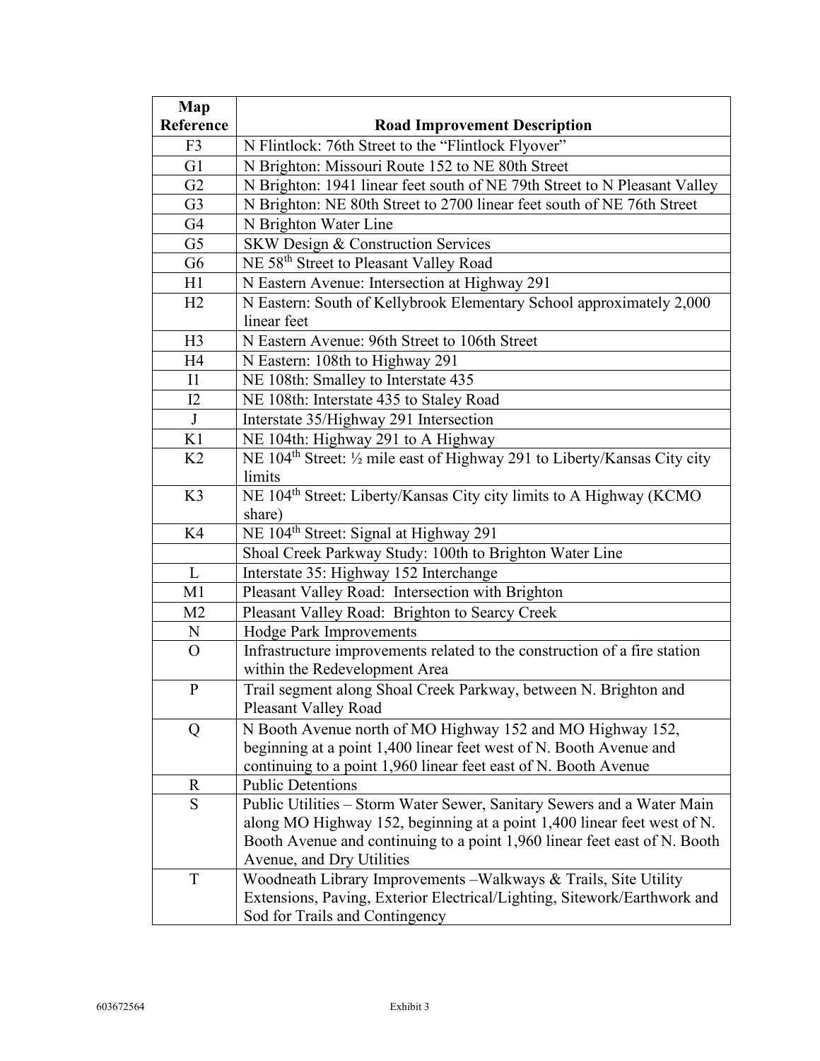| Map Reference | Road Improvement Description |
|---|---|
| F3 | N Flintlock: 76th Street to the “Flintlock Flyover” |
| G1 | N Brighton: Missouri Route 152 to NE 80th Street |
| G2 | N Brighton: 1941 linear feet south of NE 79th Street to N Pleasant Valley |
| G3 | N Brighton: NE 80th Street to 2700 linear feet south of NE 76th Street |
| G4 | N Brighton Water Line |
| G5 | SKW Design & Construction Services |
| G6 | NE 58th Street to Pleasant Valley Road |
| H1 | N Eastern Avenue: Intersection at Highway 291 |
| H2 | N Eastern: South of Kellybrook Elementary School approximately 2,000 linear feet |
| H3 | N Eastern Avenue: 96th Street to 106th Street |
| H4 | N Eastern: 108th to Highway 291 |
| I1 | NE 108th: Smalley to Interstate 435 |
| I2 | NE 108th: Interstate 435 to Staley Road |
| J | Interstate 35/Highway 291 Intersection |
| K1 | NE 104th: Highway 291 to A Highway |
| K2 | NE 104th Street: ½ mile east of Highway 291 to Liberty/Kansas City city limits |
| K3 | NE 104th Street: Liberty/Kansas City city limits to A Highway (KCMO share) |
| K4 | NE 104th Street: Signal at Highway 291 |
| | Shoal Creek Parkway Study: 100th to Brighton Water Line |
| L | Interstate 35: Highway 152 Interchange |
| M1 | Pleasant Valley Road: Intersection with Brighton |
| M2 | Pleasant Valley Road: Brighton to Searcy Creek |
| N | Hodge Park Improvements |
| O | Infrastructure improvements related to the construction of a fire station within the Redevelopment Area |
| P | Trail segment along Shoal Creek Parkway, between N. Brighton and Pleasant Valley Road |
| Q | N Booth Avenue north of MO Highway 152 and MO Highway 152, beginning at a point 1,400 linear feet west of N. Booth Avenue and continuing to a point 1,960 linear feet east of N. Booth Avenue |
| R | Public Detentions |
| S | Public Utilities – Storm Water Sewer, Sanitary Sewers and a Water Main along MO Highway 152, beginning at a point 1,400 linear feet west of N. Booth Avenue and continuing to a point 1,960 linear feet east of N. Booth Avenue, and Dry Utilities |
| T | Woodneath Library Improvements –Walkways & Trails, Site Utility Extensions, Paving, Exterior Electrical/Lighting, Sitework/Earthwork and Sod for Trails and Contingency |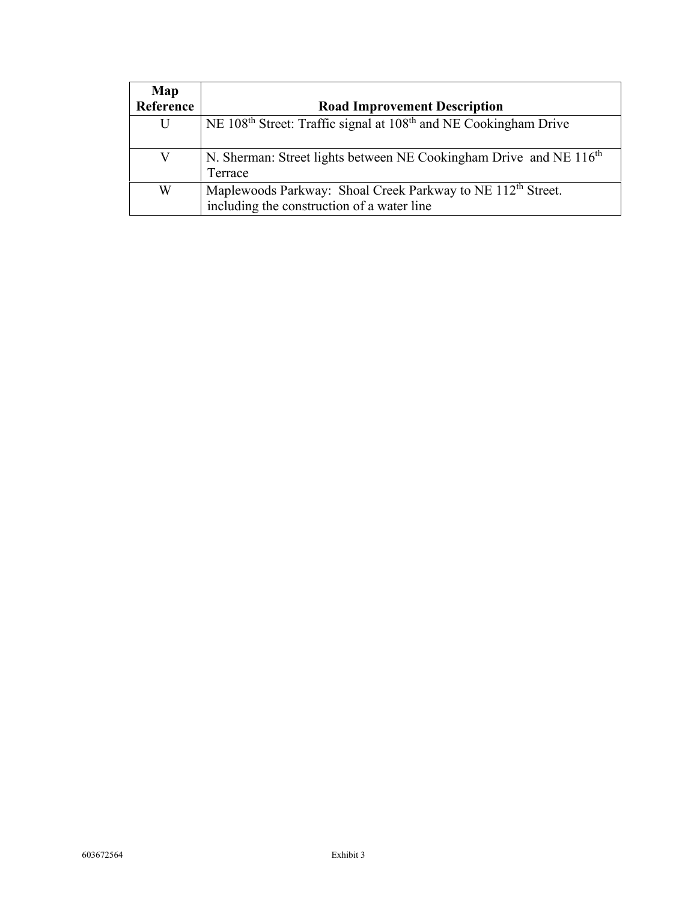| Map Reference | Road Improvement Description |
| --- | --- |
| U | NE 108th Street: Traffic signal at 108th and NE Cookingham Drive |
| V | N. Sherman: Street lights between NE Cookingham Drive and NE 116th Terrace |
| W | Maplewoods Parkway: Shoal Creek Parkway to NE 112th Street. including the construction of a water line |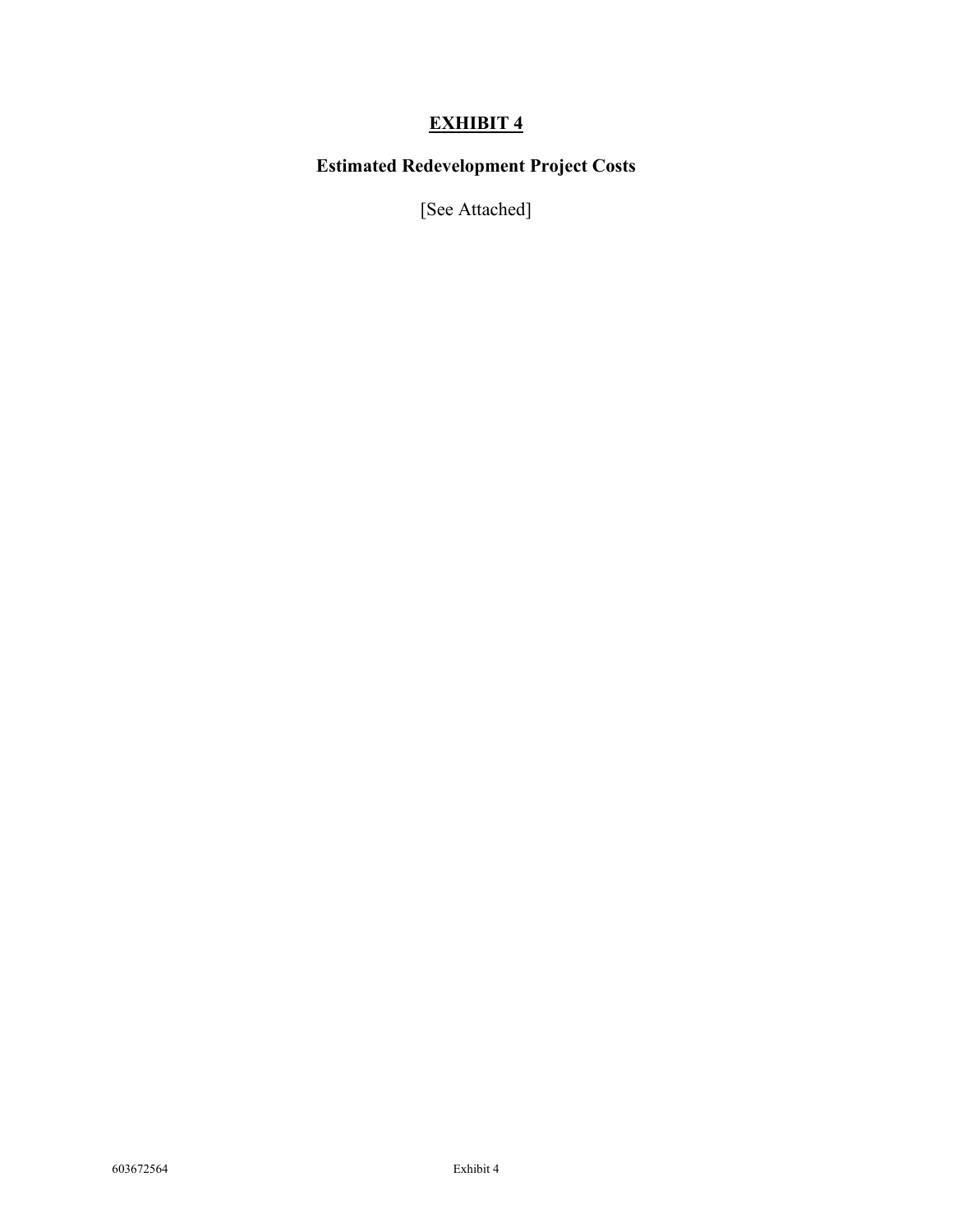# EXHIBIT 4

## Estimated Redevelopment Project Costs

[See Attached]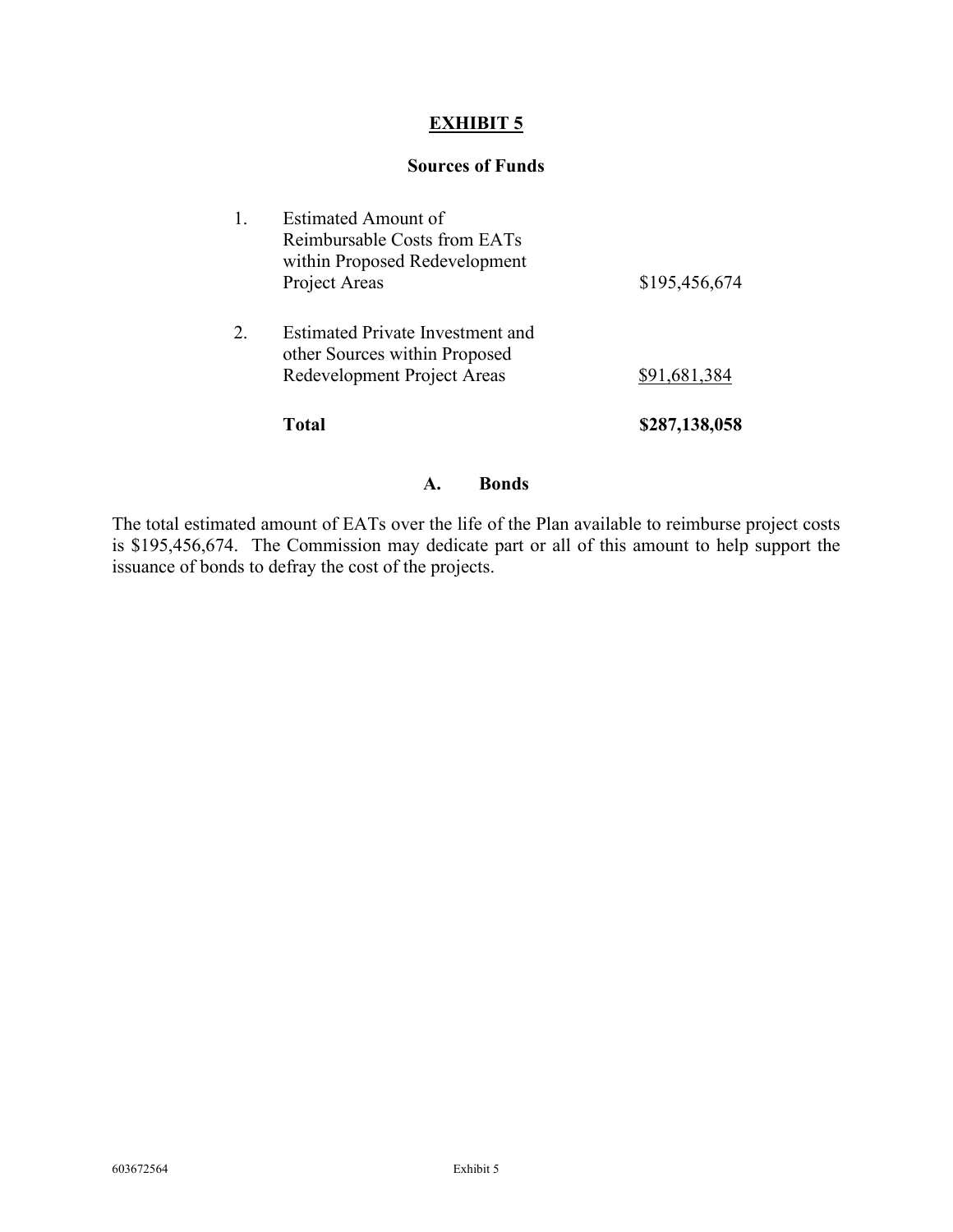# EXHIBIT 5

## Sources of Funds

| | | |
|---|---|---|
| 1. | Estimated Amount of Reimbursable Costs from EATs within Proposed Redevelopment Project Areas | $195,456,674 |
| 2. | Estimated Private Investment and other Sources within Proposed Redevelopment Project Areas | $91,681,384 |
| | **Total** | **$287,138,058** |

### A. Bonds

The total estimated amount of EATs over the life of the Plan available to reimburse project costs is $195,456,674. The Commission may dedicate part or all of this amount to help support the issuance of bonds to defray the cost of the projects.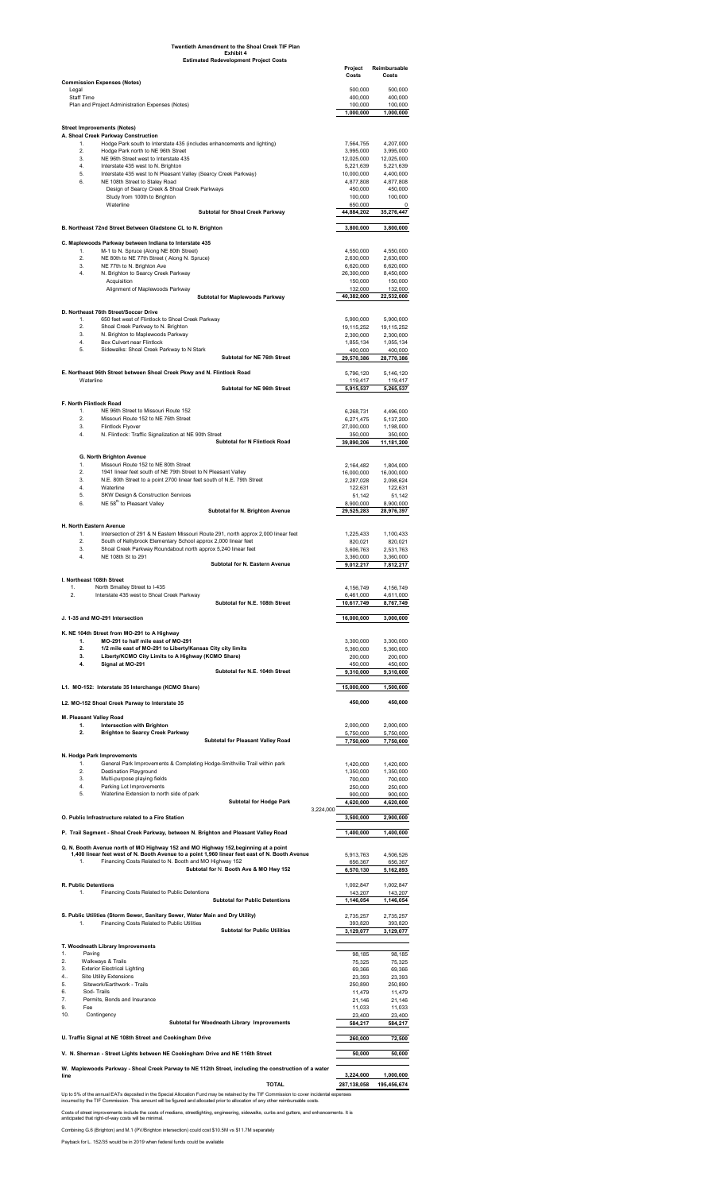**Twentieth Amendment to the Shoal Creek TIF Plan**
**Exhibit 4**
**Estimated Redevelopment Project Costs**

| | Project Costs | Reimbursable Costs |
|---|---|---|
| **Commission Expenses (Notes)** | | |
| Legal | 500,000 | 500,000 |
| Staff Time | 400,000 | 400,000 |
| Plan and Project Administration Expenses (Notes) | 100,000 | 100,000 |
| | 1,000,000 | 1,000,000 |
| **Street Improvements (Notes)** | | |
| **A. Shoal Creek Parkway Construction** | | |
| 1. Hodge Park south to Interstate 435 (includes enhancements and lighting) | 7,564,755 | 4,207,000 |
| 2. Hodge Park north to NE 96th Street | 3,995,000 | 3,995,000 |
| 3. NE 96th Street west to Interstate 435 | 12,025,000 | 12,025,000 |
| 4. Interstate 435 west to N. Brighton | 5,221,639 | 5,221,639 |
| 5. Interstate 435 west to N Pleasant Valley (Searcy Creek Parkway) | 10,000,000 | 4,400,000 |
| 6. NE 108th Street to Staley Road | 4,877,808 | 4,877,808 |
| Design of Searcy Creek & Shoal Creek Parkways | 450,000 | 450,000 |
| Study from 100th to Brighton | 100,000 | 100,000 |
| Waterline | 650,000 | 0 |
| **Subtotal for Shoal Creek Parkway** | 44,884,202 | 35,276,447 |
| **B. Northeast 72nd Street Between Gladstone CL to N. Brighton** | 3,800,000 | 3,800,000 |
| **C. Maplewoods Parkway between Indiana to Interstate 435** | | |
| 1. M-1 to N. Spruce (Along NE 80th Street) | 4,550,000 | 4,550,000 |
| 2. NE 80th to NE 77th Street ( Along N. Spruce) | 2,630,000 | 2,630,000 |
| 3. NE 77th to N. Brighton Ave | 6,620,000 | 6,620,000 |
| 4. N. Brighton to Searcy Creek Parkway | 26,300,000 | 8,450,000 |
| Acquisition | 150,000 | 150,000 |
| Alignment of Maplewoods Parkway | 132,000 | 132,000 |
| **Subtotal for Maplewoods Parkway** | 40,382,000 | 22,532,000 |
| **D. Northeast 76th Street/Soccer Drive** | | |
| 1. 650 feet west of Flintlock to Shoal Creek Parkway | 5,900,000 | 5,900,000 |
| 2. Shoal Creek Parkway to N. Brighton | 19,115,252 | 19,115,252 |
| 3. N. Brighton to Maplewoods Parkway | 2,300,000 | 2,300,000 |
| 4. Box Culvert near Flintlock | 1,855,134 | 1,055,134 |
| 5. Sidewalks: Shoal Creek Parkway to N Stark | 400,000 | 400,000 |
| **Subtotal for NE 76th Street** | 29,570,386 | 28,770,386 |
| **E. Northeast 96th Street between Shoal Creek Pkwy and N. Flintlock Road** | 5,796,120 | 5,146,120 |
| Waterline | 119,417 | 119,417 |
| **Subtotal for NE 96th Street** | 5,915,537 | 5,265,537 |
| **F. North Flintlock Road** | | |
| 1. NE 96th Street to Missouri Route 152 | 6,268,731 | 4,496,000 |
| 2. Missouri Route 152 to NE 76th Street | 6,271,475 | 5,137,200 |
| 3. Flintlock Flyover | 27,000,000 | 1,198,000 |
| 4. N. Flintlock: Traffic Signalization at NE 90th Street | 350,000 | 350,000 |
| **Subtotal for N Flintlock Road** | 39,890,206 | 11,181,200 |
| **G. North Brighton Avenue** | | |
| 1. Missouri Route 152 to NE 80th Street | 2,164,482 | 1,804,000 |
| 2. 1941 linear feet south of NE 79th Street to N Pleasant Valley | 16,000,000 | 16,000,000 |
| 3. N.E. 80th Street to a point 2700 linear feet south of N.E. 79th Street | 2,287,028 | 2,098,624 |
| 4. Waterline | 122,631 | 122,631 |
| 5. SKW Design & Construction Services | 51,142 | 51,142 |
| 6. NE 58th to Pleasant Valley | 8,900,000 | 8,900,000 |
| **Subtotal for N. Brighton Avenue** | 29,525,283 | 28,976,397 |
| **H. North Eastern Avenue** | | |
| 1. Intersection of 291 & N Eastern Missouri Route 291. north approx 2,000 linear feet | 1,225,433 | 1,100,433 |
| 2. South of Kellybrook Elementary School approx 2,000 linear feet | 820,021 | 820,021 |
| 3. Shoal Creek Parkway Roundabout north approx 5,240 linear feet | 3,606,763 | 2,531,763 |
| 4. NE 108th St to 291 | 3,360,000 | 3,360,000 |
| **Subtotal for N. Eastern Avenue** | 9,012,217 | 7,812,217 |
| **I. Northeast 108th Street** | | |
| 1. North Smalley Street to I-435 | 4,156,749 | 4,156,749 |
| 2. Interstate 435 west to Shoal Creek Parkway | 6,461,000 | 4,611,000 |
| **Subtotal for N.E. 108th Street** | 10,617,749 | 8,767,749 |
| **J. I-35 and MO-291 Intersection** | 16,000,000 | 3,000,000 |
| **K. NE 104th Street from MO-291 to A Highway** | | |
| **1. MO-291 to half mile east of MO-291** | 3,300,000 | 3,300,000 |
| **2. 1/2 mile east of MO-291 to Liberty/Kansas City city limits** | 5,360,000 | 5,360,000 |
| **3. Liberty/KCMO City Limits to A Highway (KCMO Share)** | 200,000 | 200,000 |
| **4. Signal at MO-291** | 450,000 | 450,000 |
| **Subtotal for N.E. 104th Street** | 9,310,000 | 9,310,000 |
| **L1. MO-152: Interstate 35 Interchange (KCMO Share)** | 15,000,000 | 1,500,000 |
| **L2. MO-152 Shoal Creek Parway to Interstate 35** | 450,000 | 450,000 |
| **M. Pleasant Valley Road** | | |
| **1. Intersection with Brighton** | 2,000,000 | 2,000,000 |
| **2. Brighton to Searcy Creek Parkway** | 5,750,000 | 5,750,000 |
| **Subtotal for Pleasant Valley Road** | 7,750,000 | 7,750,000 |
| **N. Hodge Park Improvements** | | |
| 1. General Park Improvements & Completing Hodge-Smithville Trail within park | 1,420,000 | 1,420,000 |
| 2. Destination Playground | 1,350,000 | 1,350,000 |
| 3. Multi-purpose playing fields | 700,000 | 700,000 |
| 4. Parking Lot Improvements | 250,000 | 250,000 |
| 5. Waterline Extension to north side of park | 900,000 | 900,000 |
| **Subtotal for Hodge Park** | 4,620,000 | 4,620,000 |
| 3,224,000 | | |
| **O. Public Infrastructure related to a Fire Station** | 3,500,000 | 2,900,000 |
| **P. Trail Segment - Shoal Creek Parkway, between N. Brighton and Pleasant Valley Road** | 1,400,000 | 1,400,000 |
| **Q. N. Booth Avenue north of MO Highway 152 and MO Highway 152,beginning at a point 1,400 linear feet west of N. Booth Avenue to a point 1,960 linear feet east of N. Booth Avenue** | 5,913,763 | 4,506,526 |
| 1. Financing Costs Related to N. Booth and MO Highway 152 | 656,367 | 656,367 |
| **Subtotal for N. Booth Ave & MO Hwy 152** | 6,570,130 | 5,162,893 |
| **R. Public Detentions** | 1,002,847 | 1,002,847 |
| 1. Financing Costs Related to Public Detentions | 143,207 | 143,207 |
| **Subtotal for Public Detentions** | 1,146,054 | 1,146,054 |
| **S. Public Utilities (Storm Sewer, Sanitary Sewer, Water Main and Dry Utility)** | 2,735,257 | 2,735,257 |
| 1. Financing Costs Related to Public Utilities | 393,820 | 393,820 |
| **Subtotal for Public Utilities** | 3,129,077 | 3,129,077 |
| **T. Woodneath Library Improvements** | | |
| 1. Paving | 98,185 | 98,185 |
| 2. Walkways & Trails | 75,325 | 75,325 |
| 3. Exterior Electrical Lighting | 69,366 | 69,366 |
| 4.. Site Utility Extensions | 23,393 | 23,393 |
| 5. Sitework/Earthwork - Trails | 250,890 | 250,890 |
| 6. Sod- Trails | 11,479 | 11,479 |
| 7. Permits, Bonds and Insurance | 21,146 | 21,146 |
| 9. Fee | 11,033 | 11,033 |
| 10. Contingency | 23,400 | 23,400 |
| **Subtotal for Woodneath Library Improvements** | 584,217 | 584,217 |
| **U. Traffic Signal at NE 108th Street and Cookingham Drive** | 260,000 | 72,500 |
| **V. N. Sherman - Street Lights between NE Cookingham Drive and NE 116th Street** | 50,000 | 50,000 |
| **W. Maplewoods Parkway - Shoal Creek Parway to NE 112th Street, including the construction of a water line** | 3,224,000 | 1,000,000 |
| **TOTAL** | 287,138,058 | 195,456,674 |

Up to 5% of the annual EATs deposited in the Special Allocation Fund may be retained by the TIF Commission to cover incidental expenses incurred by the TIF Commission. This amount will be figured and allocated prior to allocation of any other reimbursable costs.

Costs of street improvements include the costs of medians, streetlighting, engineering, sidewalks, curbs and gutters, and enhancements. It is anticipated that right-of-way costs will be minimal.

Combining G.6 (Brighton) and M.1 (PV/Brighton intersection) could cost $10.5M vs $11.7M separately

Payback for L. 152/35 would be in 2019 when federal funds could be available